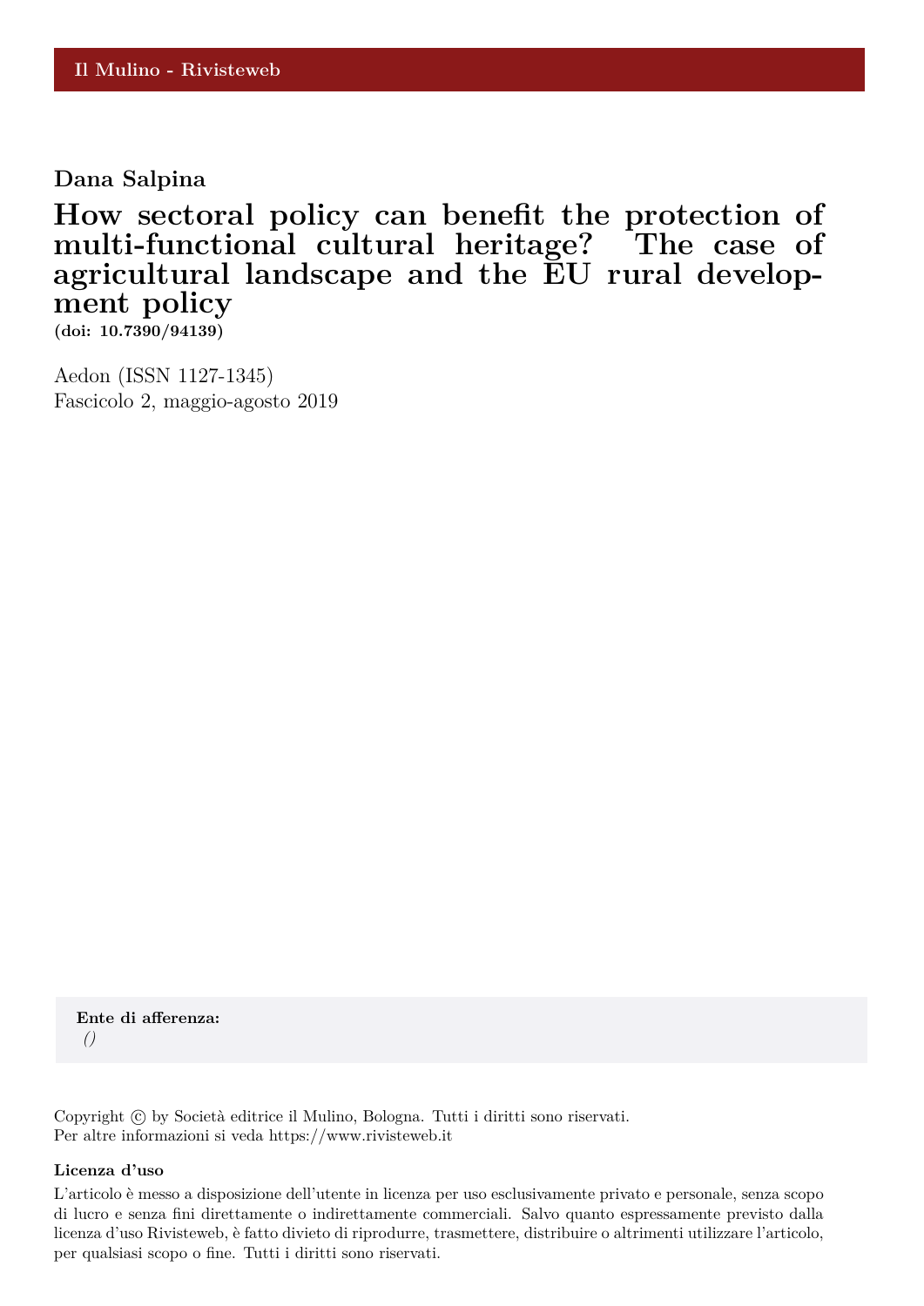Il Mulino - Rivisteweb

**Dana Salpina**

# How sectoral policy can benefit the protection of multi-functional cultural heritage? The case of agricultural landscape and the EU rural development policy

**(doi: 10.7390/94139)**

Aedon (ISSN 1127-1345)
Fascicolo 2, maggio-agosto 2019

**Ente di afferenza:**
*()*

Copyright © by Società editrice il Mulino, Bologna. Tutti i diritti sono riservati.
Per altre informazioni si veda https://www.rivisteweb.it

**Licenza d'uso**

L'articolo è messo a disposizione dell'utente in licenza per uso esclusivamente privato e personale, senza scopo di lucro e senza fini direttamente o indirettamente commerciali. Salvo quanto espressamente previsto dalla licenza d'uso Rivisteweb, è fatto divieto di riprodurre, trasmettere, distribuire o altrimenti utilizzare l'articolo, per qualsiasi scopo o fine. Tutti i diritti sono riservati.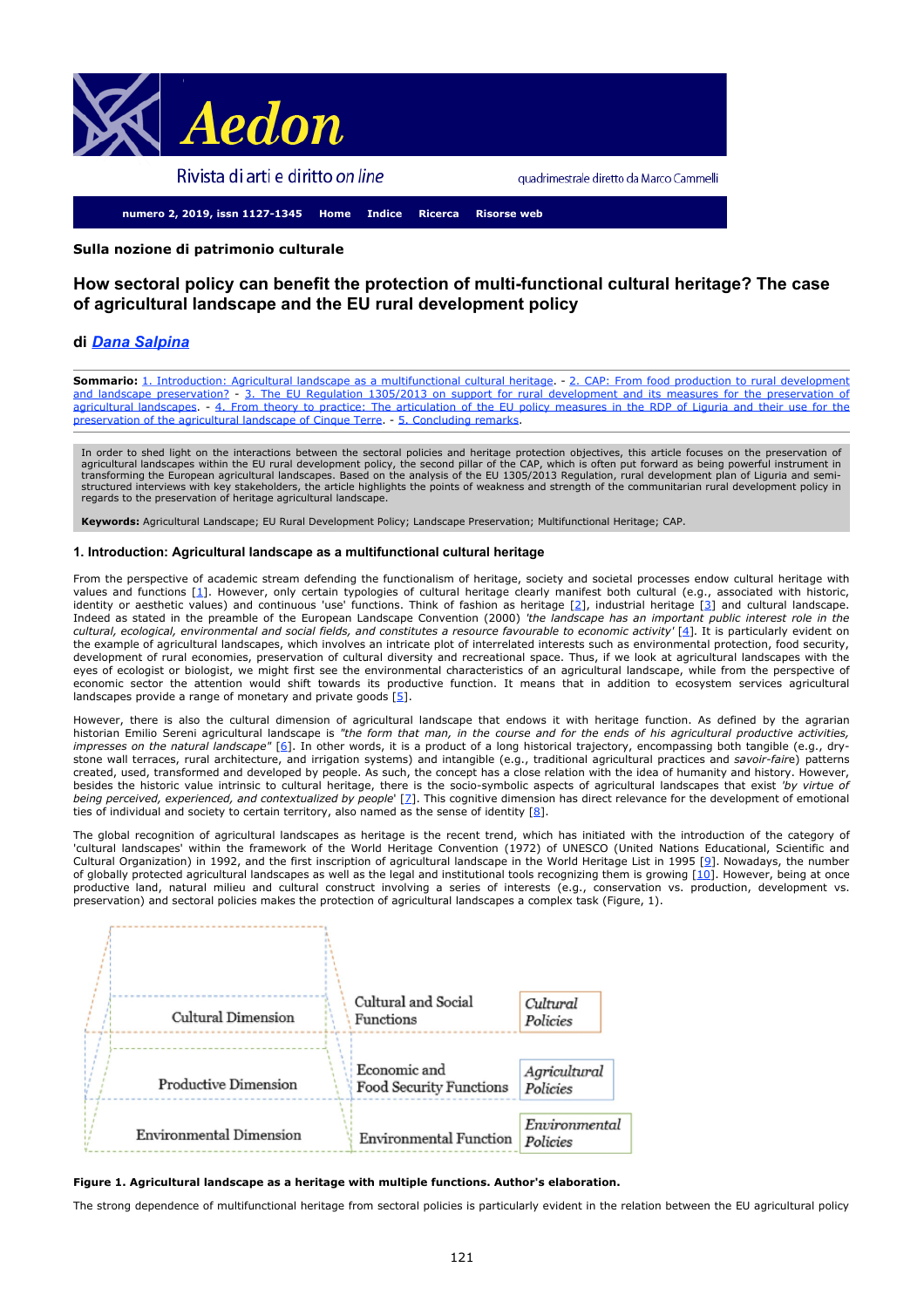**Sulla nozione di patrimonio culturale**

# How sectoral policy can benefit the protection of multi-functional cultural heritage? The case of agricultural landscape and the EU rural development policy

### di *Dana Salpina*

**Sommario:** 1. Introduction: Agricultural landscape as a multifunctional cultural heritage. - 2. CAP: From food production to rural development and landscape preservation? - 3. The EU Regulation 1305/2013 on support for rural development and its measures for the preservation of agricultural landscapes. - 4. From theory to practice: The articulation of the EU policy measures in the RDP of Liguria and their use for the preservation of the agricultural landscape of Cinque Terre. - 5. Concluding remarks.

In order to shed light on the interactions between the sectoral policies and heritage protection objectives, this article focuses on the preservation of agricultural landscapes within the EU rural development policy, the second pillar of the CAP, which is often put forward as being powerful instrument in transforming the European agricultural landscapes. Based on the analysis of the EU 1305/2013 Regulation, rural development plan of Liguria and semi-structured interviews with key stakeholders, the article highlights the points of weakness and strength of the communitarian rural development policy in regards to the preservation of heritage agricultural landscape.

**Keywords:** Agricultural Landscape; EU Rural Development Policy; Landscape Preservation; Multifunctional Heritage; CAP.

## 1. Introduction: Agricultural landscape as a multifunctional cultural heritage

From the perspective of academic stream defending the functionalism of heritage, society and societal processes endow cultural heritage with values and functions [1]. However, only certain typologies of cultural heritage clearly manifest both cultural (e.g., associated with historic, identity or aesthetic values) and continuous 'use' functions. Think of fashion as heritage [2], industrial heritage [3] and cultural landscape. Indeed as stated in the preamble of the European Landscape Convention (2000) *'the landscape has an important public interest role in the cultural, ecological, environmental and social fields, and constitutes a resource favourable to economic activity'* [4]. It is particularly evident on the example of agricultural landscapes, which involves an intricate plot of interrelated interests such as environmental protection, food security, development of rural economies, preservation of cultural diversity and recreational space. Thus, if we look at agricultural landscapes with the eyes of ecologist or biologist, we might first see the environmental characteristics of an agricultural landscape, while from the perspective of economic sector the attention would shift towards its productive function. It means that in addition to ecosystem services agricultural landscapes provide a range of monetary and private goods [5].

However, there is also the cultural dimension of agricultural landscape that endows it with heritage function. As defined by the agrarian historian Emilio Sereni agricultural landscape is *"the form that man, in the course and for the ends of his agricultural productive activities, impresses on the natural landscape"* [6]. In other words, it is a product of a long historical trajectory, encompassing both tangible (e.g., dry-stone wall terraces, rural architecture, and irrigation systems) and intangible (e.g., traditional agricultural practices and *savoir-faire*) patterns created, used, transformed and developed by people. As such, the concept has a close relation with the idea of humanity and history. However, besides the historic value intrinsic to cultural heritage, there is the socio-symbolic aspects of agricultural landscapes that exist *'by virtue of being perceived, experienced, and contextualized by people'* [7]. This cognitive dimension has direct relevance for the development of emotional ties of individual and society to certain territory, also named as the sense of identity [8].

The global recognition of agricultural landscapes as heritage is the recent trend, which has initiated with the introduction of the category of 'cultural landscapes' within the framework of the World Heritage Convention (1972) of UNESCO (United Nations Educational, Scientific and Cultural Organization) in 1992, and the first inscription of agricultural landscape in the World Heritage List in 1995 [9]. Nowadays, the number of globally protected agricultural landscapes as well as the legal and institutional tools recognizing them is growing [10]. However, being at once productive land, natural milieu and cultural construct involving a series of interests (e.g., conservation vs. production, development vs. preservation) and sectoral policies makes the protection of agricultural landscapes a complex task (Figure, 1).

| Dimension | Functions | Policies |
| --- | --- | --- |
| Cultural Dimension | Cultural and Social Functions | *Cultural Policies* |
| Productive Dimension | Economic and Food Security Functions | *Agricultural Policies* |
| Environmental Dimension | Environmental Function | *Environmental Policies* |

**Figure 1. Agricultural landscape as a heritage with multiple functions. Author's elaboration.**

The strong dependence of multifunctional heritage from sectoral policies is particularly evident in the relation between the EU agricultural policy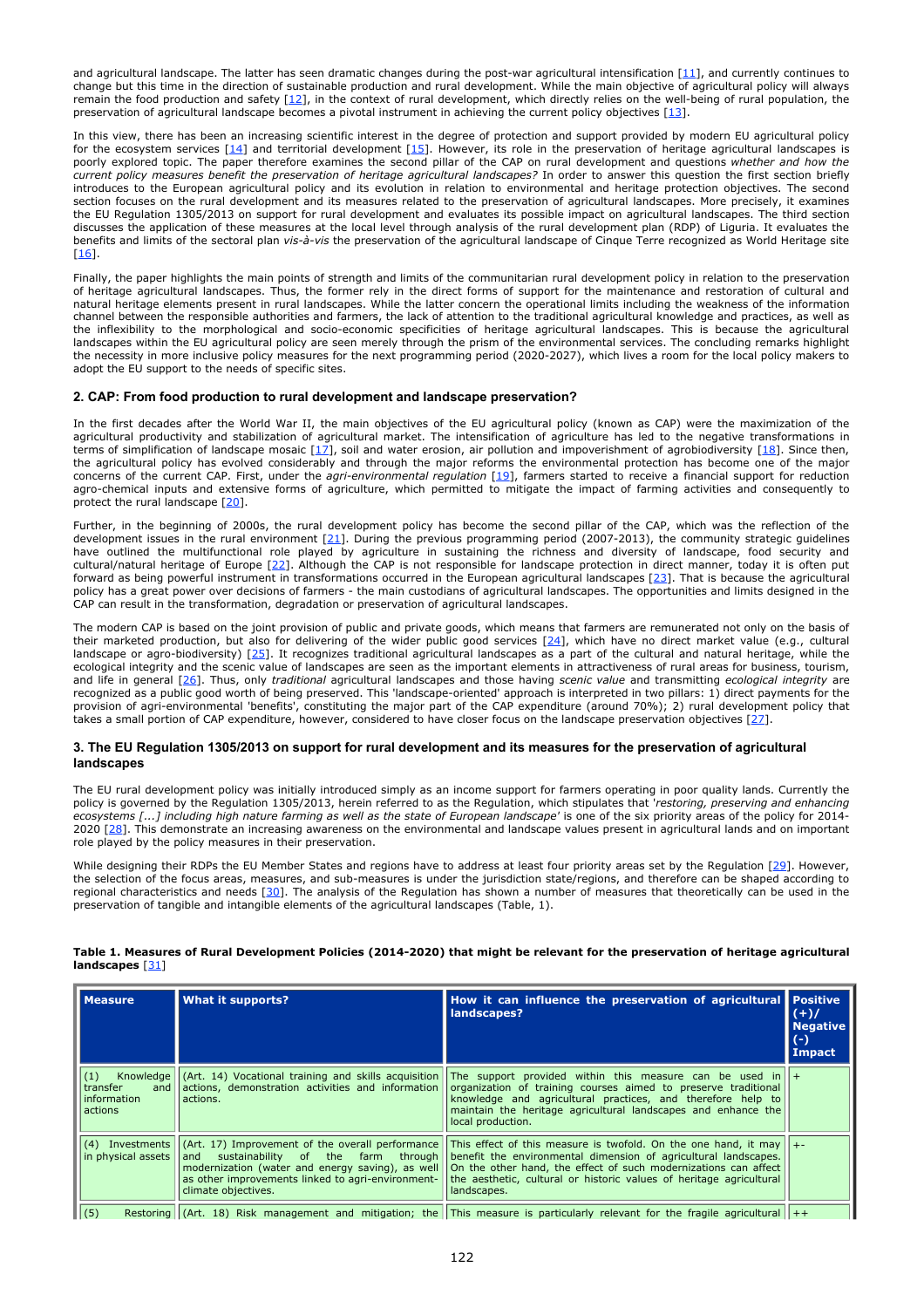and agricultural landscape. The latter has seen dramatic changes during the post-war agricultural intensification [11], and currently continues to change but this time in the direction of sustainable production and rural development. While the main objective of agricultural policy will always remain the food production and safety [12], in the context of rural development, which directly relies on the well-being of rural population, the preservation of agricultural landscape becomes a pivotal instrument in achieving the current policy objectives [13].

In this view, there has been an increasing scientific interest in the degree of protection and support provided by modern EU agricultural policy for the ecosystem services [14] and territorial development [15]. However, its role in the preservation of heritage agricultural landscapes is poorly explored topic. The paper therefore examines the second pillar of the CAP on rural development and questions *whether and how the current policy measures benefit the preservation of heritage agricultural landscapes?* In order to answer this question the first section briefly introduces to the European agricultural policy and its evolution in relation to environmental and heritage protection objectives. The second section focuses on the rural development and its measures related to the preservation of agricultural landscapes. More precisely, it examines the EU Regulation 1305/2013 on support for rural development and evaluates its possible impact on agricultural landscapes. The third section discusses the application of these measures at the local level through analysis of the rural development plan (RDP) of Liguria. It evaluates the benefits and limits of the sectoral plan *vis-à-vis* the preservation of the agricultural landscape of Cinque Terre recognized as World Heritage site [16].

Finally, the paper highlights the main points of strength and limits of the communitarian rural development policy in relation to the preservation of heritage agricultural landscapes. Thus, the former rely in the direct forms of support for the maintenance and restoration of cultural and natural heritage elements present in rural landscapes. While the latter concern the operational limits including the weakness of the information channel between the responsible authorities and farmers, the lack of attention to the traditional agricultural knowledge and practices, as well as the inflexibility to the morphological and socio-economic specificities of heritage agricultural landscapes. This is because the agricultural landscapes within the EU agricultural policy are seen merely through the prism of the environmental services. The concluding remarks highlight the necessity in more inclusive policy measures for the next programming period (2020-2027), which lives a room for the local policy makers to adopt the EU support to the needs of specific sites.

## 2. CAP: From food production to rural development and landscape preservation?

In the first decades after the World War II, the main objectives of the EU agricultural policy (known as CAP) were the maximization of the agricultural productivity and stabilization of agricultural market. The intensification of agriculture has led to the negative transformations in terms of simplification of landscape mosaic [17], soil and water erosion, air pollution and impoverishment of agrobiodiversity [18]. Since then, the agricultural policy has evolved considerably and through the major reforms the environmental protection has become one of the major concerns of the current CAP. First, under the *agri-environmental regulation* [19], farmers started to receive a financial support for reduction agro-chemical inputs and extensive forms of agriculture, which permitted to mitigate the impact of farming activities and consequently to protect the rural landscape [20].

Further, in the beginning of 2000s, the rural development policy has become the second pillar of the CAP, which was the reflection of the development issues in the rural environment [21]. During the previous programming period (2007-2013), the community strategic guidelines have outlined the multifunctional role played by agriculture in sustaining the richness and diversity of landscape, food security and cultural/natural heritage of Europe [22]. Although the CAP is not responsible for landscape protection in direct manner, today it is often put forward as being powerful instrument in transformations occurred in the European agricultural landscapes [23]. That is because the agricultural policy has a great power over decisions of farmers - the main custodians of agricultural landscapes. The opportunities and limits designed in the CAP can result in the transformation, degradation or preservation of agricultural landscapes.

The modern CAP is based on the joint provision of public and private goods, which means that farmers are remunerated not only on the basis of their marketed production, but also for delivering of the wider public good services [24], which have no direct market value (e.g., cultural landscape or agro-biodiversity) [25]. It recognizes traditional agricultural landscapes as a part of the cultural and natural heritage, while the ecological integrity and the scenic value of landscapes are seen as the important elements in attractiveness of rural areas for business, tourism, and life in general [26]. Thus, only *traditional* agricultural landscapes and those having *scenic value* and transmitting *ecological integrity* are recognized as a public good worth of being preserved. This 'landscape-oriented' approach is interpreted in two pillars: 1) direct payments for the provision of agri-environmental 'benefits', constituting the major part of the CAP expenditure (around 70%); 2) rural development policy that takes a small portion of CAP expenditure, however, considered to have closer focus on the landscape preservation objectives [27].

## 3. The EU Regulation 1305/2013 on support for rural development and its measures for the preservation of agricultural landscapes

The EU rural development policy was initially introduced simply as an income support for farmers operating in poor quality lands. Currently the policy is governed by the Regulation 1305/2013, herein referred to as the Regulation, which stipulates that '*restoring, preserving and enhancing ecosystems [...] including high nature farming as well as the state of European landscape*' is one of the six priority areas of the policy for 2014-2020 [28]. This demonstrate an increasing awareness on the environmental and landscape values present in agricultural lands and on important role played by the policy measures in their preservation.

While designing their RDPs the EU Member States and regions have to address at least four priority areas set by the Regulation [29]. However, the selection of the focus areas, measures, and sub-measures is under the jurisdiction state/regions, and therefore can be shaped according to regional characteristics and needs [30]. The analysis of the Regulation has shown a number of measures that theoretically can be used in the preservation of tangible and intangible elements of the agricultural landscapes (Table, 1).

**Table 1. Measures of Rural Development Policies (2014-2020) that might be relevant for the preservation of heritage agricultural landscapes** [31]

| Measure | What it supports? | How it can influence the preservation of agricultural landscapes? | Positive (+)/ Negative (-) Impact |
|---|---|---|---|
| (1) Knowledge transfer and information actions | (Art. 14) Vocational training and skills acquisition actions, demonstration activities and information actions. | The support provided within this measure can be used in organization of training courses aimed to preserve traditional knowledge and agricultural practices, and therefore help to maintain the heritage agricultural landscapes and enhance the local production. | + |
| (4) Investments in physical assets | (Art. 17) Improvement of the overall performance and sustainability of the farm through modernization (water and energy saving), as well as other improvements linked to agri-environment-climate objectives. | This effect of this measure is twofold. On the one hand, it may benefit the environmental dimension of agricultural landscapes. On the other hand, the effect of such modernizations can affect the aesthetic, cultural or historic values of heritage agricultural landscapes. | +- |
| (5) Restoring | (Art. 18) Risk management and mitigation; the | This measure is particularly relevant for the fragile agricultural | ++ |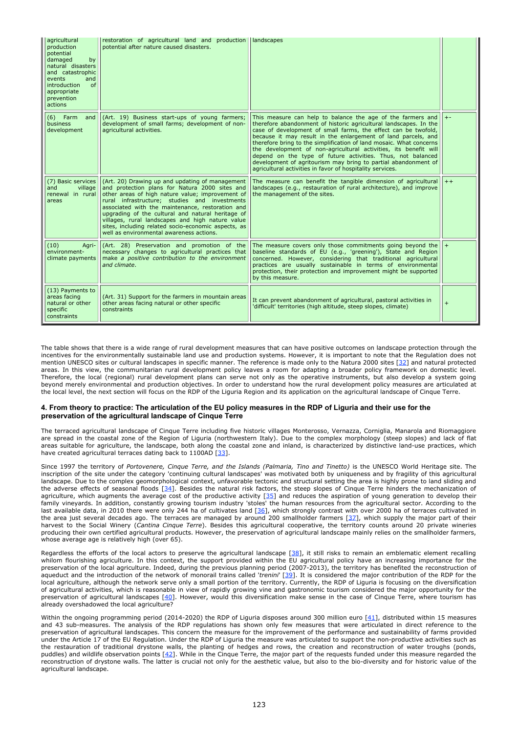| | | | |
|---|---|---|---|
| agricultural production potential damaged by natural disasters and catastrophic events and introduction of appropriate prevention actions | restoration of agricultural land and production potential after nature caused disasters. | landscapes | |
| (6) Farm and business development | (Art. 19) Business start-ups of young farmers; development of small farms; development of non-agricultural activities. | This measure can help to balance the age of the farmers and therefore abandonment of historic agricultural landscapes. In the case of development of small farms, the effect can be twofold, because it may result in the enlargement of land parcels, and therefore bring to the simplification of land mosaic. What concerns the development of non-agricultural activities, its benefit will depend on the type of future activities. Thus, not balanced development of agritourism may bring to partial abandonment of agricultural activities in favor of hospitality services. | +- |
| (7) Basic services and village renewal in rural areas | (Art. 20) Drawing up and updating of management and protection plans for Natura 2000 sites and other areas of high nature value; improvement of rural infrastructure; studies and investments associated with the maintenance, restoration and upgrading of the cultural and natural heritage of villages, rural landscapes and high nature value sites, including related socio-economic aspects, as well as environmental awareness actions. | The measure can benefit the tangible dimension of agricultural landscapes (e.g., restauration of rural architecture), and improve the management of the sites. | ++ |
| (10) Agri-environment-climate payments | (Art. 28) Preservation and promotion of the necessary changes to agricultural practices that make *a positive contribution to the environment and climate.* | The measure covers only those commitments going beyond the baseline standards of EU (e.g., 'greening'), State and Region concerned. However, considering that traditional agricultural practices are usually sustainable in terms of environmental protection, their protection and improvement might be supported by this measure. | + |
| (13) Payments to areas facing natural or other specific constraints | (Art. 31) Support for the farmers in mountain areas other areas facing natural or other specific constraints | It can prevent abandonment of agricultural, pastoral activities in 'difficult' territories (high altitude, steep slopes, climate) | + |

The table shows that there is a wide range of rural development measures that can have positive outcomes on landscape protection through the incentives for the environmentally sustainable land use and production systems. However, it is important to note that the Regulation does not mention UNESCO sites or cultural landscapes in specific manner. The reference is made only to the Natura 2000 sites [32] and natural protected areas. In this view, the communitarian rural development policy leaves a room for adapting a broader policy framework on domestic level. Therefore, the local (regional) rural development plans can serve not only as the operative instruments, but also develop a system going beyond merely environmental and production objectives. In order to understand how the rural development policy measures are articulated at the local level, the next section will focus on the RDP of the Liguria Region and its application on the agricultural landscape of Cinque Terre.

## 4. From theory to practice: The articulation of the EU policy measures in the RDP of Liguria and their use for the preservation of the agricultural landscape of Cinque Terre

The terraced agricultural landscape of Cinque Terre including five historic villages Monterosso, Vernazza, Corniglia, Manarola and Riomaggiore are spread in the coastal zone of the Region of Liguria (northwestern Italy). Due to the complex morphology (steep slopes) and lack of flat areas suitable for agriculture, the landscape, both along the coastal zone and inland, is characterized by distinctive land-use practices, which have created agricultural terraces dating back to 1100AD [33].

Since 1997 the territory of *Portovenere, Cinque Terre, and the Islands (Palmaria, Tino and Tinetto)* is the UNESCO World Heritage site. The inscription of the site under the category 'continuing cultural landscapes' was motivated both by uniqueness and by fragility of this agricultural landscape. Due to the complex geomorphological context, unfavorable tectonic and structural setting the area is highly prone to land sliding and the adverse effects of seasonal floods [34]. Besides the natural risk factors, the steep slopes of Cinque Terre hinders the mechanization of agriculture, which augments the average cost of the productive activity [35] and reduces the aspiration of young generation to develop their family vineyards. In addition, constantly growing tourism industry 'stoles' the human resources from the agricultural sector. According to the last available data, in 2010 there were only 244 ha of cultivates land [36], which strongly contrast with over 2000 ha of terraces cultivated in the area just several decades ago. The terraces are managed by around 200 smallholder farmers [37], which supply the major part of their harvest to the Social Winery (*Cantina Cinque Terre*). Besides this agricultural cooperative, the territory counts around 20 private wineries producing their own certified agricultural products. However, the preservation of agricultural landscape mainly relies on the smallholder farmers, whose average age is relatively high (over 65).

Regardless the efforts of the local actors to preserve the agricultural landscape [38], it still risks to remain an emblematic element recalling whilom flourishing agriculture. In this context, the support provided within the EU agricultural policy have an increasing importance for the preservation of the local agriculture. Indeed, during the previous planning period (2007-2013), the territory has benefited the reconstruction of aqueduct and the introduction of the network of monorail trains called '*trenini*' [39]. It is considered the major contribution of the RDP for the local agriculture, although the network serve only a small portion of the territory. Currently, the RDP of Liguria is focusing on the diversification of agricultural activities, which is reasonable in view of rapidly growing vine and gastronomic tourism considered the major opportunity for the preservation of agricultural landscapes [40]. However, would this diversification make sense in the case of Cinque Terre, where tourism has already overshadowed the local agriculture?

Within the ongoing programming period (2014-2020) the RDP of Liguria disposes around 300 million euro [41], distributed within 15 measures and 43 sub-measures. The analysis of the RDP regulations has shown only few measures that were articulated in direct reference to the preservation of agricultural landscapes. This concern the measure for the improvement of the performance and sustainability of farms provided under the Article 17 of the EU Regulation. Under the RDP of Liguria the measure was articulated to support the non-productive activities such as the restauration of traditional drystone walls, the planting of hedges and rows, the creation and reconstruction of water troughs (ponds, puddles) and wildlife observation points [42]. While in the Cinque Terre, the major part of the requests funded under this measure regarded the reconstruction of drystone walls. The latter is crucial not only for the aesthetic value, but also to the bio-diversity and for historic value of the agricultural landscape.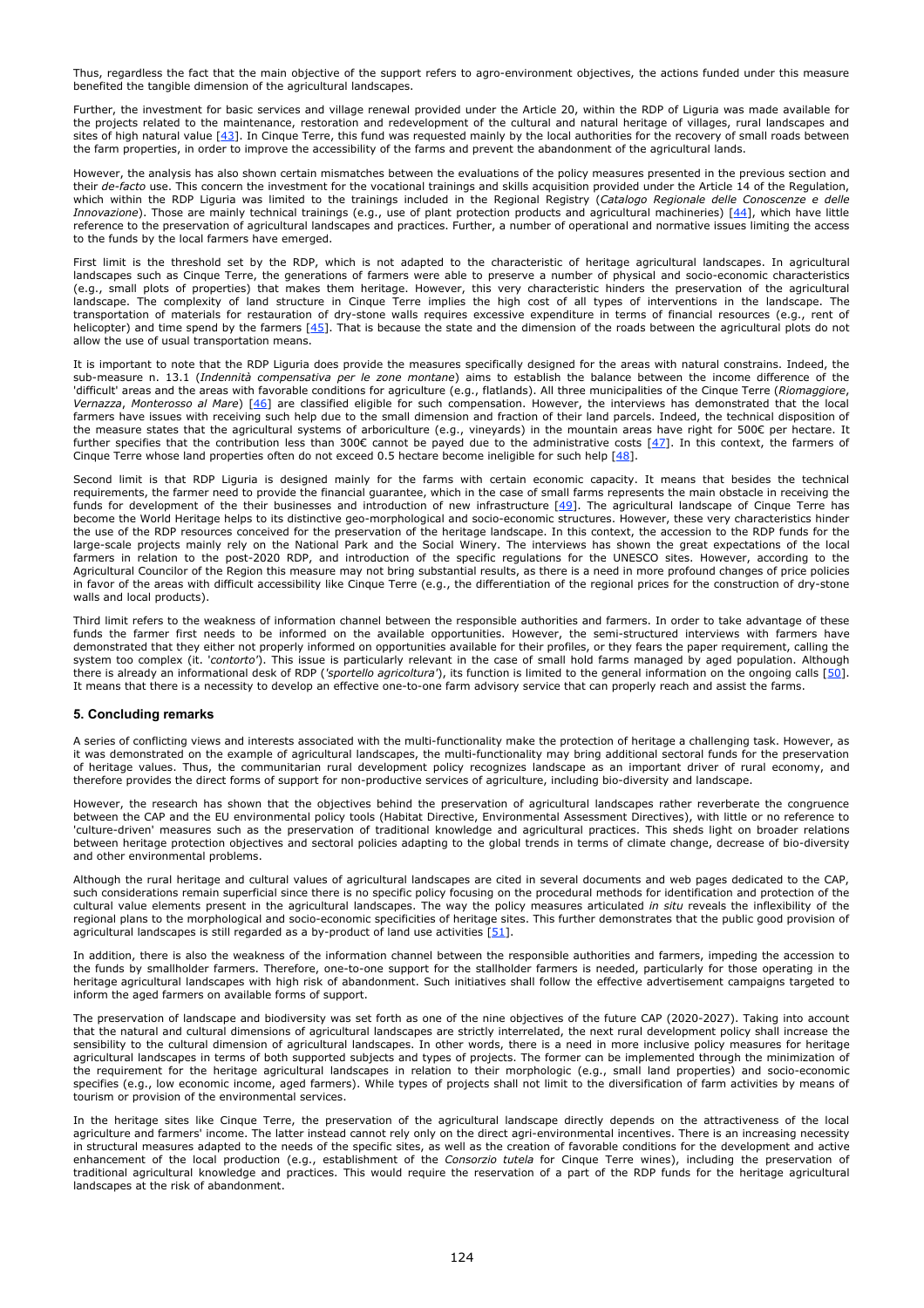Thus, regardless the fact that the main objective of the support refers to agro-environment objectives, the actions funded under this measure benefited the tangible dimension of the agricultural landscapes.

Further, the investment for basic services and village renewal provided under the Article 20, within the RDP of Liguria was made available for the projects related to the maintenance, restoration and redevelopment of the cultural and natural heritage of villages, rural landscapes and sites of high natural value [43]. In Cinque Terre, this fund was requested mainly by the local authorities for the recovery of small roads between the farm properties, in order to improve the accessibility of the farms and prevent the abandonment of the agricultural lands.

However, the analysis has also shown certain mismatches between the evaluations of the policy measures presented in the previous section and their *de-facto* use. This concern the investment for the vocational trainings and skills acquisition provided under the Article 14 of the Regulation, which within the RDP Liguria was limited to the trainings included in the Regional Registry (*Catalogo Regionale delle Conoscenze e delle Innovazione*). Those are mainly technical trainings (e.g., use of plant protection products and agricultural machineries) [44], which have little reference to the preservation of agricultural landscapes and practices. Further, a number of operational and normative issues limiting the access to the funds by the local farmers have emerged.

First limit is the threshold set by the RDP, which is not adapted to the characteristic of heritage agricultural landscapes. In agricultural landscapes such as Cinque Terre, the generations of farmers were able to preserve a number of physical and socio-economic characteristics (e.g., small plots of properties) that makes them heritage. However, this very characteristic hinders the preservation of the agricultural landscape. The complexity of land structure in Cinque Terre implies the high cost of all types of interventions in the landscape. The transportation of materials for restauration of dry-stone walls requires excessive expenditure in terms of financial resources (e.g., rent of helicopter) and time spend by the farmers [45]. That is because the state and the dimension of the roads between the agricultural plots do not allow the use of usual transportation means.

It is important to note that the RDP Liguria does provide the measures specifically designed for the areas with natural constrains. Indeed, the sub-measure n. 13.1 (*Indennità compensativa per le zone montane*) aims to establish the balance between the income difference of the 'difficult' areas and the areas with favorable conditions for agriculture (e.g., flatlands). All three municipalities of the Cinque Terre (*Riomaggiore*, *Vernazza*, *Monterosso al Mare*) [46] are classified eligible for such compensation. However, the interviews has demonstrated that the local farmers have issues with receiving such help due to the small dimension and fraction of their land parcels. Indeed, the technical disposition of the measure states that the agricultural systems of arboriculture (e.g., vineyards) in the mountain areas have right for 500€ per hectare. It further specifies that the contribution less than 300€ cannot be payed due to the administrative costs [47]. In this context, the farmers of Cinque Terre whose land properties often do not exceed 0.5 hectare become ineligible for such help [48].

Second limit is that RDP Liguria is designed mainly for the farms with certain economic capacity. It means that besides the technical requirements, the farmer need to provide the financial guarantee, which in the case of small farms represents the main obstacle in receiving the funds for development of the their businesses and introduction of new infrastructure [49]. The agricultural landscape of Cinque Terre has become the World Heritage helps to its distinctive geo-morphological and socio-economic structures. However, these very characteristics hinder the use of the RDP resources conceived for the preservation of the heritage landscape. In this context, the accession to the RDP funds for the large-scale projects mainly rely on the National Park and the Social Winery. The interviews has shown the great expectations of the local farmers in relation to the post-2020 RDP, and introduction of the specific regulations for the UNESCO sites. However, according to the Agricultural Councilor of the Region this measure may not bring substantial results, as there is a need in more profound changes of price policies in favor of the areas with difficult accessibility like Cinque Terre (e.g., the differentiation of the regional prices for the construction of dry-stone walls and local products).

Third limit refers to the weakness of information channel between the responsible authorities and farmers. In order to take advantage of these funds the farmer first needs to be informed on the available opportunities. However, the semi-structured interviews with farmers have demonstrated that they either not properly informed on opportunities available for their profiles, or they fears the paper requirement, calling the system too complex (it. '*contorto*'). This issue is particularly relevant in the case of small hold farms managed by aged population. Although there is already an informational desk of RDP ('*sportello agricoltura*'), its function is limited to the general information on the ongoing calls [50]. It means that there is a necessity to develop an effective one-to-one farm advisory service that can properly reach and assist the farms.

## 5. Concluding remarks

A series of conflicting views and interests associated with the multi-functionality make the protection of heritage a challenging task. However, as it was demonstrated on the example of agricultural landscapes, the multi-functionality may bring additional sectoral funds for the preservation of heritage values. Thus, the communitarian rural development policy recognizes landscape as an important driver of rural economy, and therefore provides the direct forms of support for non-productive services of agriculture, including bio-diversity and landscape.

However, the research has shown that the objectives behind the preservation of agricultural landscapes rather reverberate the congruence between the CAP and the EU environmental policy tools (Habitat Directive, Environmental Assessment Directives), with little or no reference to 'culture-driven' measures such as the preservation of traditional knowledge and agricultural practices. This sheds light on broader relations between heritage protection objectives and sectoral policies adapting to the global trends in terms of climate change, decrease of bio-diversity and other environmental problems.

Although the rural heritage and cultural values of agricultural landscapes are cited in several documents and web pages dedicated to the CAP, such considerations remain superficial since there is no specific policy focusing on the procedural methods for identification and protection of the cultural value elements present in the agricultural landscapes. The way the policy measures articulated *in situ* reveals the inflexibility of the regional plans to the morphological and socio-economic specificities of heritage sites. This further demonstrates that the public good provision of agricultural landscapes is still regarded as a by-product of land use activities [51].

In addition, there is also the weakness of the information channel between the responsible authorities and farmers, impeding the accession to the funds by smallholder farmers. Therefore, one-to-one support for the stallholder farmers is needed, particularly for those operating in the heritage agricultural landscapes with high risk of abandonment. Such initiatives shall follow the effective advertisement campaigns targeted to inform the aged farmers on available forms of support.

The preservation of landscape and biodiversity was set forth as one of the nine objectives of the future CAP (2020-2027). Taking into account that the natural and cultural dimensions of agricultural landscapes are strictly interrelated, the next rural development policy shall increase the sensibility to the cultural dimension of agricultural landscapes. In other words, there is a need in more inclusive policy measures for heritage agricultural landscapes in terms of both supported subjects and types of projects. The former can be implemented through the minimization of the requirement for the heritage agricultural landscapes in relation to their morphologic (e.g., small land properties) and socio-economic specifies (e.g., low economic income, aged farmers). While types of projects shall not limit to the diversification of farm activities by means of tourism or provision of the environmental services.

In the heritage sites like Cinque Terre, the preservation of the agricultural landscape directly depends on the attractiveness of the local agriculture and farmers' income. The latter instead cannot rely only on the direct agri-environmental incentives. There is an increasing necessity in structural measures adapted to the needs of the specific sites, as well as the creation of favorable conditions for the development and active enhancement of the local production (e.g., establishment of the *Consorzio tutela* for Cinque Terre wines), including the preservation of traditional agricultural knowledge and practices. This would require the reservation of a part of the RDP funds for the heritage agricultural landscapes at the risk of abandonment.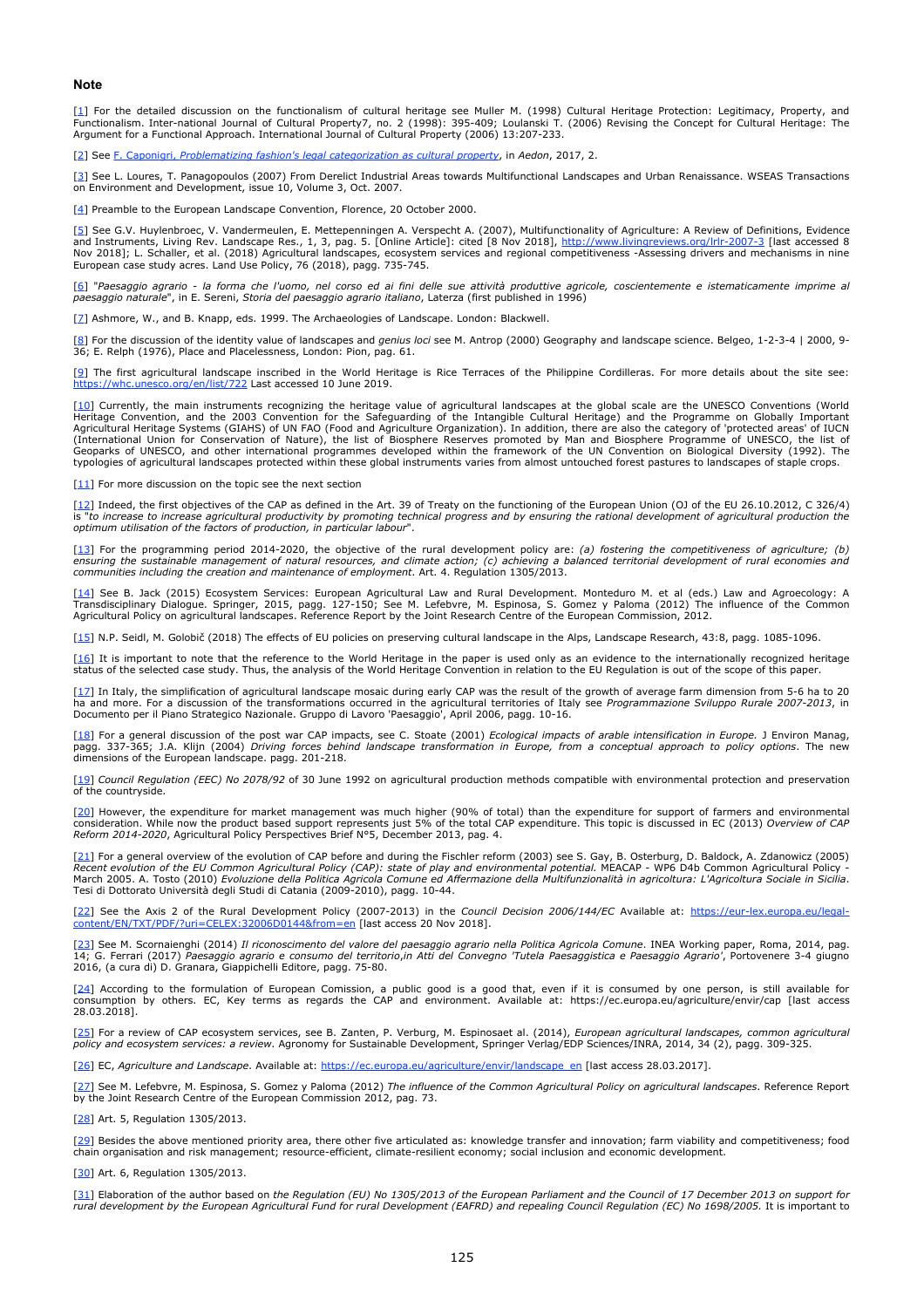### Note

[1] For the detailed discussion on the functionalism of cultural heritage see Muller M. (1998) Cultural Heritage Protection: Legitimacy, Property, and Functionalism. Inter-national Journal of Cultural Property7, no. 2 (1998): 395-409; Loulanski T. (2006) Revising the Concept for Cultural Heritage: The Argument for a Functional Approach. International Journal of Cultural Property (2006) 13:207-233.

[2] See F. Caponigri, *Problematizing fashion's legal categorization as cultural property*, in *Aedon*, 2017, 2.

[3] See L. Loures, T. Panagopoulos (2007) From Derelict Industrial Areas towards Multifunctional Landscapes and Urban Renaissance. WSEAS Transactions on Environment and Development, issue 10, Volume 3, Oct. 2007.

[4] Preamble to the European Landscape Convention, Florence, 20 October 2000.

[5] See G.V. Huylenbroec, V. Vandermeulen, E. Mettepenningen A. Verspecht A. (2007), Multifunctionality of Agriculture: A Review of Definitions, Evidence and Instruments, Living Rev. Landscape Res., 1, 3, pag. 5. [Online Article]: cited [8 Nov 2018], http://www.livingreviews.org/lrlr-2007-3 [last accessed 8 Nov 2018]; L. Schaller, et al. (2018) Agricultural landscapes, ecosystem services and regional competitiveness -Assessing drivers and mechanisms in nine European case study acres. Land Use Policy, 76 (2018), pagg. 735-745.

[6] "*Paesaggio agrario - la forma che l'uomo, nel corso ed ai fini delle sue attività produttive agricole, coscientemente e istematicamente imprime al paesaggio naturale*", in E. Sereni, *Storia del paesaggio agrario italiano*, Laterza (first published in 1996)

[7] Ashmore, W., and B. Knapp, eds. 1999. The Archaeologies of Landscape. London: Blackwell.

[8] For the discussion of the identity value of landscapes and *genius loci* see M. Antrop (2000) Geography and landscape science. Belgeo, 1-2-3-4 | 2000, 9-36; E. Relph (1976), Place and Placelessness, London: Pion, pag. 61.

[9] The first agricultural landscape inscribed in the World Heritage is Rice Terraces of the Philippine Cordilleras. For more details about the site see: https://whc.unesco.org/en/list/722 Last accessed 10 June 2019.

[10] Currently, the main instruments recognizing the heritage value of agricultural landscapes at the global scale are the UNESCO Conventions (World Heritage Convention, and the 2003 Convention for the Safeguarding of the Intangible Cultural Heritage) and the Programme on Globally Important Agricultural Heritage Systems (GIAHS) of UN FAO (Food and Agriculture Organization). In addition, there are also the category of 'protected areas' of IUCN (International Union for Conservation of Nature), the list of Biosphere Reserves promoted by Man and Biosphere Programme of UNESCO, the list of Geoparks of UNESCO, and other international programmes developed within the framework of the UN Convention on Biological Diversity (1992). The typologies of agricultural landscapes protected within these global instruments varies from almost untouched forest pastures to landscapes of staple crops.

[11] For more discussion on the topic see the next section

[12] Indeed, the first objectives of the CAP as defined in the Art. 39 of Treaty on the functioning of the European Union (OJ of the EU 26.10.2012, C 326/4) is "*to increase agricultural productivity by promoting technical progress and by ensuring the rational development of agricultural production the optimum utilisation of the factors of production, in particular labour*".

[13] For the programming period 2014-2020, the objective of the rural development policy are: *(a) fostering the competitiveness of agriculture; (b) ensuring the sustainable management of natural resources, and climate action; (c) achieving a balanced territorial development of rural economies and communities including the creation and maintenance of employment*. Art. 4. Regulation 1305/2013.

[14] See B. Jack (2015) Ecosystem Services: European Agricultural Law and Rural Development. Monteduro M. et al (eds.) Law and Agroecology: A Transdisciplinary Dialogue. Springer, 2015, pagg. 127-150; See M. Lefebvre, M. Espinosa, S. Gomez y Paloma (2012) The influence of the Common Agricultural Policy on agricultural landscapes. Reference Report by the Joint Research Centre of the European Commission, 2012.

[15] N.P. Seidl, M. Golobič (2018) The effects of EU policies on preserving cultural landscape in the Alps, Landscape Research, 43:8, pagg. 1085-1096.

[16] It is important to note that the reference to the World Heritage in the paper is used only as an evidence to the internationally recognized heritage status of the selected case study. Thus, the analysis of the World Heritage Convention in relation to the EU Regulation is out of the scope of this paper.

[17] In Italy, the simplification of agricultural landscape mosaic during early CAP was the result of the growth of average farm dimension from 5-6 ha to 20 ha and more. For a discussion of the transformations occurred in the agricultural territories of Italy see *Programmazione Sviluppo Rurale 2007-2013*, in Documento per il Piano Strategico Nazionale. Gruppo di Lavoro 'Paesaggio', April 2006, pagg. 10-16.

[18] For a general discussion of the post war CAP impacts, see C. Stoate (2001) *Ecological impacts of arable intensification in Europe.* J Environ Manag, pagg. 337-365; J.A. Klijn (2004) *Driving forces behind landscape transformation in Europe, from a conceptual approach to policy options*. The new dimensions of the European landscape. pagg. 201-218.

[19] *Council Regulation (EEC) No 2078/92* of 30 June 1992 on agricultural production methods compatible with environmental protection and preservation of the countryside.

[20] However, the expenditure for market management was much higher (90% of total) than the expenditure for support of farmers and environmental consideration. While now the product based support represents just 5% of the total CAP expenditure. This topic is discussed in EC (2013) *Overview of CAP Reform 2014-2020*, Agricultural Policy Perspectives Brief N°5, December 2013, pag. 4.

[21] For a general overview of the evolution of CAP before and during the Fischler reform (2003) see S. Gay, B. Osterburg, D. Baldock, A. Zdanowicz (2005) *Recent evolution of the EU Common Agricultural Policy (CAP): state of play and environmental potential.* MEACAP - WP6 D4b Common Agricultural Policy - March 2005. A. Tosto (2010) *Evoluzione della Politica Agricola Comune ed Affermazione della Multifunzionalità in agricoltura: L'Agricoltura Sociale in Sicilia*. Tesi di Dottorato Università degli Studi di Catania (2009-2010), pagg. 10-44.

[22] See the Axis 2 of the Rural Development Policy (2007-2013) in the *Council Decision 2006/144/EC* Available at: https://eur-lex.europa.eu/legal-content/EN/TXT/PDF/?uri=CELEX:32006D0144&from=en [last access 20 Nov 2018].

[23] See M. Scornaienghi (2014) *Il riconoscimento del valore del paesaggio agrario nella Politica Agricola Comune*. INEA Working paper, Roma, 2014, pag. 14; G. Ferrari (2017) *Paesaggio agrario e consumo del territorio*,in *Atti del Convegno 'Tutela Paesaggistica e Paesaggio Agrario'*, Portovenere 3-4 giugno 2016, (a cura di) D. Granara, Giappichelli Editore, pagg. 75-80.

[24] According to the formulation of European Comission, a public good is a good that, even if it is consumed by one person, is still available for consumption by others. EC, Key terms as regards the CAP and environment. Available at: https://ec.europa.eu/agriculture/envir/cap [last access 28.03.2018].

[25] For a review of CAP ecosystem services, see B. Zanten, P. Verburg, M. Espinosaet al. (2014), *European agricultural landscapes, common agricultural policy and ecosystem services: a review*. Agronomy for Sustainable Development, Springer Verlag/EDP Sciences/INRA, 2014, 34 (2), pagg. 309-325.

[26] EC, *Agriculture and Landscape.* Available at: https://ec.europa.eu/agriculture/envir/landscape_en [last access 28.03.2017].

[27] See M. Lefebvre, M. Espinosa, S. Gomez y Paloma (2012) *The influence of the Common Agricultural Policy on agricultural landscapes*. Reference Report by the Joint Research Centre of the European Commission 2012, pag. 73.

[28] Art. 5, Regulation 1305/2013.

[29] Besides the above mentioned priority area, there other five articulated as: knowledge transfer and innovation; farm viability and competitiveness; food chain organisation and risk management; resource-efficient, climate-resilient economy; social inclusion and economic development.

[30] Art. 6, Regulation 1305/2013.

[31] Elaboration of the author based on *the Regulation (EU) No 1305/2013 of the European Parliament and the Council of 17 December 2013 on support for rural development by the European Agricultural Fund for rural Development (EAFRD) and repealing Council Regulation (EC) No 1698/2005.* It is important to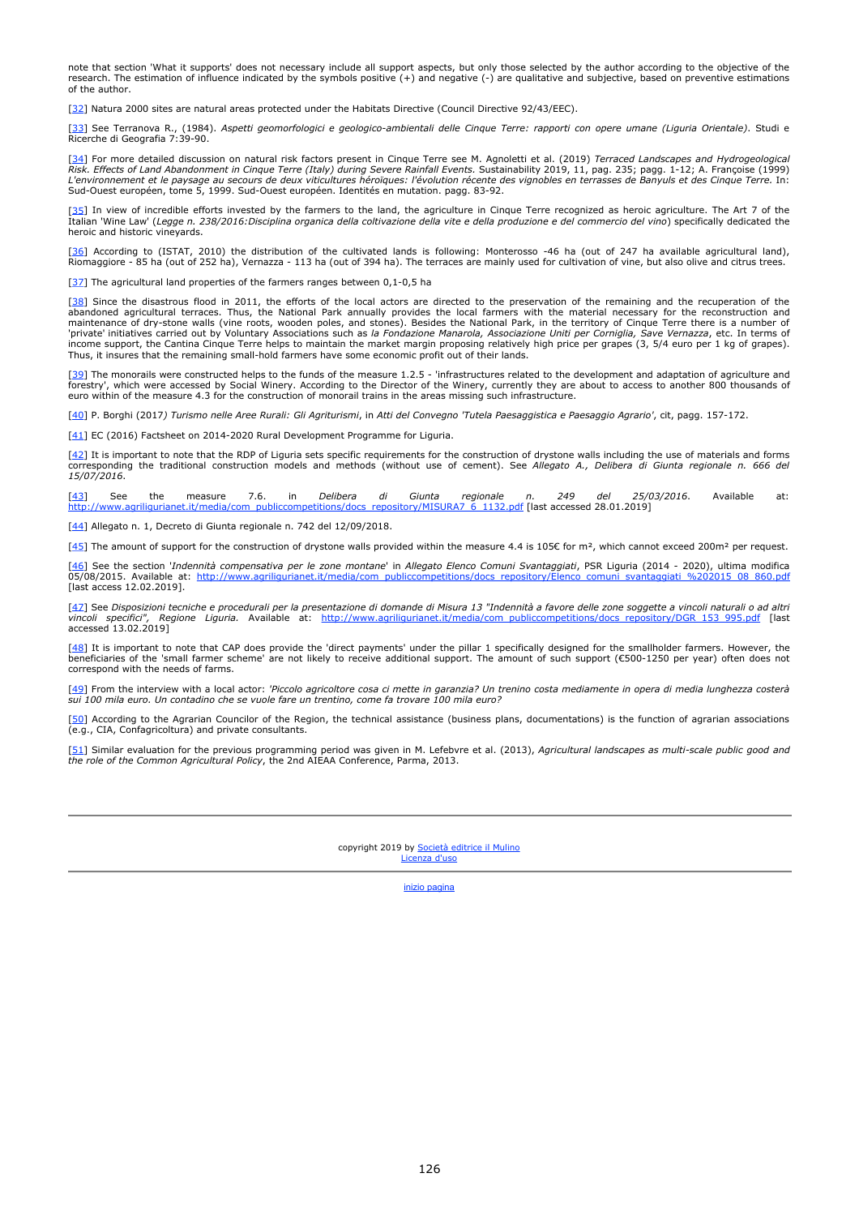note that section 'What it supports' does not necessary include all support aspects, but only those selected by the author according to the objective of the research. The estimation of influence indicated by the symbols positive (+) and negative (-) are qualitative and subjective, based on preventive estimations of the author.

[32] Natura 2000 sites are natural areas protected under the Habitats Directive (Council Directive 92/43/EEC).

[33] See Terranova R., (1984). *Aspetti geomorfologici e geologico-ambientali delle Cinque Terre: rapporti con opere umane (Liguria Orientale)*. Studi e Ricerche di Geografia 7:39-90.

[34] For more detailed discussion on natural risk factors present in Cinque Terre see M. Agnoletti et al. (2019) *Terraced Landscapes and Hydrogeological Risk. Effects of Land Abandonment in Cinque Terre (Italy) during Severe Rainfall Events.* Sustainability 2019, 11, pag. 235; pagg. 1-12; A. Françoise (1999) *L'environnement et le paysage au secours de deux viticultures héroïques: l'évolution récente des vignobles en terrasses de Banyuls et des Cinque Terre.* In: Sud-Ouest européen, tome 5, 1999. Sud-Ouest européen. Identités en mutation. pagg. 83-92.

[35] In view of incredible efforts invested by the farmers to the land, the agriculture in Cinque Terre recognized as heroic agriculture. The Art 7 of the Italian 'Wine Law' (*Legge n. 238/2016:Disciplina organica della coltivazione della vite e della produzione e del commercio del vino*) specifically dedicated the heroic and historic vineyards.

[36] According to (ISTAT, 2010) the distribution of the cultivated lands is following: Monterosso -46 ha (out of 247 ha available agricultural land), Riomaggiore - 85 ha (out of 252 ha), Vernazza - 113 ha (out of 394 ha). The terraces are mainly used for cultivation of vine, but also olive and citrus trees.

[37] The agricultural land properties of the farmers ranges between 0,1-0,5 ha

[38] Since the disastrous flood in 2011, the efforts of the local actors are directed to the preservation of the remaining and the recuperation of the abandoned agricultural terraces. Thus, the National Park annually provides the local farmers with the material necessary for the reconstruction and maintenance of dry-stone walls (vine roots, wooden poles, and stones). Besides the National Park, in the territory of Cinque Terre there is a number of 'private' initiatives carried out by Voluntary Associations such as *la Fondazione Manarola, Associazione Uniti per Corniglia, Save Vernazza*, etc. In terms of income support, the Cantina Cinque Terre helps to maintain the market margin proposing relatively high price per grapes (3, 5/4 euro per 1 kg of grapes). Thus, it insures that the remaining small-hold farmers have some economic profit out of their lands.

[39] The monorails were constructed helps to the funds of the measure 1.2.5 - 'infrastructures related to the development and adaptation of agriculture and forestry', which were accessed by Social Winery. According to the Director of the Winery, currently they are about to access to another 800 thousands of euro within of the measure 4.3 for the construction of monorail trains in the areas missing such infrastructure.

[40] P. Borghi (2017*) Turismo nelle Aree Rurali: Gli Agriturismi*, in *Atti del Convegno 'Tutela Paesaggistica e Paesaggio Agrario'*, cit, pagg. 157-172.

[41] EC (2016) Factsheet on 2014-2020 Rural Development Programme for Liguria.

[42] It is important to note that the RDP of Liguria sets specific requirements for the construction of drystone walls including the use of materials and forms corresponding the traditional construction models and methods (without use of cement). See *Allegato A., Delibera di Giunta regionale n. 666 del 15/07/2016*.

[43] See the measure 7.6. in *Delibera di Giunta regionale n. 249 del 25/03/2016*. Available at: http://www.agriligurianet.it/media/com_publiccompetitions/docs_repository/MISURA7_6_1132.pdf [last accessed 28.01.2019]

[44] Allegato n. 1, Decreto di Giunta regionale n. 742 del 12/09/2018.

[45] The amount of support for the construction of drystone walls provided within the measure 4.4 is 105€ for m², which cannot exceed 200m² per request.

[46] See the section '*Indennità compensativa per le zone montane*' in *Allegato Elenco Comuni Svantaggiati*, PSR Liguria (2014 - 2020), ultima modifica 05/08/2015. Available at: http://www.agriligurianet.it/media/com_publiccompetitions/docs_repository/Elenco_comuni_svantaggiati_%202015_08_860.pdf [last access 12.02.2019].

[47] See *Disposizioni tecniche e procedurali per la presentazione di domande di Misura 13 "Indennità a favore delle zone soggette a vincoli naturali o ad altri vincoli specifici", Regione Liguria.* Available at: http://www.agriligurianet.it/media/com_publiccompetitions/docs_repository/DGR_153_995.pdf [last accessed 13.02.2019]

[48] It is important to note that CAP does provide the 'direct payments' under the pillar 1 specifically designed for the smallholder farmers. However, the beneficiaries of the 'small farmer scheme' are not likely to receive additional support. The amount of such support (€500-1250 per year) often does not correspond with the needs of farms.

[49] From the interview with a local actor: *'Piccolo agricoltore cosa ci mette in garanzia? Un trenino costa mediamente in opera di media lunghezza costerà sui 100 mila euro. Un contadino che se vuole fare un trentino, come fa trovare 100 mila euro?*

[50] According to the Agrarian Councilor of the Region, the technical assistance (business plans, documentations) is the function of agrarian associations (e.g., CIA, Confagricoltura) and private consultants.

[51] Similar evaluation for the previous programming period was given in M. Lefebvre et al. (2013), *Agricultural landscapes as multi-scale public good and the role of the Common Agricultural Policy*, the 2nd AIEAA Conference, Parma, 2013.

---

copyright 2019 by Società editrice il Mulino
Licenza d'uso

---

inizio pagina